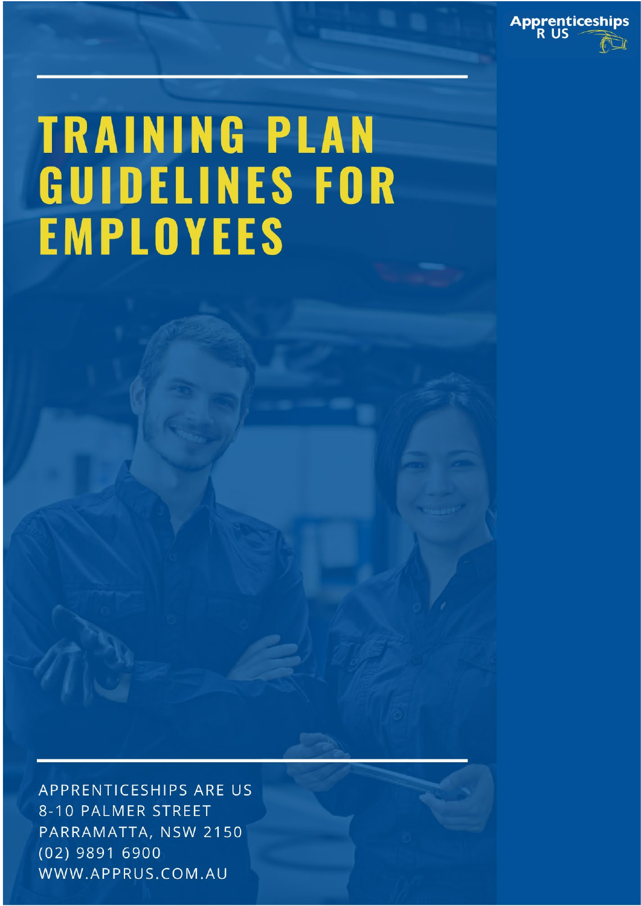Apprenticeships R US

# TRAINING PLAN GUIDELINES FOR EMPLOYEES

APPRENTICESHIPS ARE US
8-10 PALMER STREET
PARRAMATTA, NSW 2150
(02) 9891 6900
WWW.APPRUS.COM.AU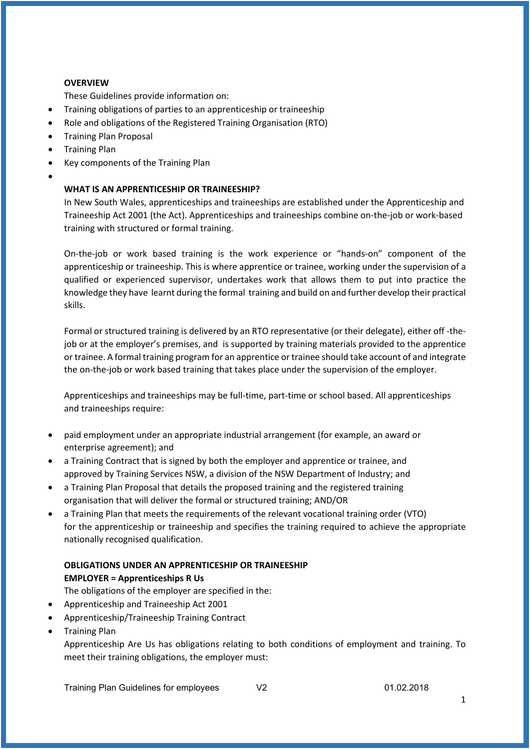**OVERVIEW**

These Guidelines provide information on:

- Training obligations of parties to an apprenticeship or traineeship
- Role and obligations of the Registered Training Organisation (RTO)
- Training Plan Proposal
- Training Plan
- Key components of the Training Plan

**WHAT IS AN APPRENTICESHIP OR TRAINEESHIP?**

In New South Wales, apprenticeships and traineeships are established under the Apprenticeship and Traineeship Act 2001 (the Act). Apprenticeships and traineeships combine on-the-job or work-based training with structured or formal training.

On-the-job or work based training is the work experience or "hands-on" component of the apprenticeship or traineeship. This is where apprentice or trainee, working under the supervision of a qualified or experienced supervisor, undertakes work that allows them to put into practice the knowledge they have learnt during the formal training and build on and further develop their practical skills.

Formal or structured training is delivered by an RTO representative (or their delegate), either off -the-job or at the employer's premises, and is supported by training materials provided to the apprentice or trainee. A formal training program for an apprentice or trainee should take account of and integrate the on-the-job or work based training that takes place under the supervision of the employer.

Apprenticeships and traineeships may be full-time, part-time or school based. All apprenticeships and traineeships require:

- paid employment under an appropriate industrial arrangement (for example, an award or enterprise agreement); and
- a Training Contract that is signed by both the employer and apprentice or trainee, and approved by Training Services NSW, a division of the NSW Department of Industry; and
- a Training Plan Proposal that details the proposed training and the registered training organisation that will deliver the formal or structured training; AND/OR
- a Training Plan that meets the requirements of the relevant vocational training order (VTO) for the apprenticeship or traineeship and specifies the training required to achieve the appropriate nationally recognised qualification.

**OBLIGATIONS UNDER AN APPRENTICESHIP OR TRAINEESHIP**

**EMPLOYER = Apprenticeships R Us**

The obligations of the employer are specified in the:

- Apprenticeship and Traineeship Act 2001
- Apprenticeship/Traineeship Training Contract
- Training Plan

Apprenticeship Are Us has obligations relating to both conditions of employment and training. To meet their training obligations, the employer must: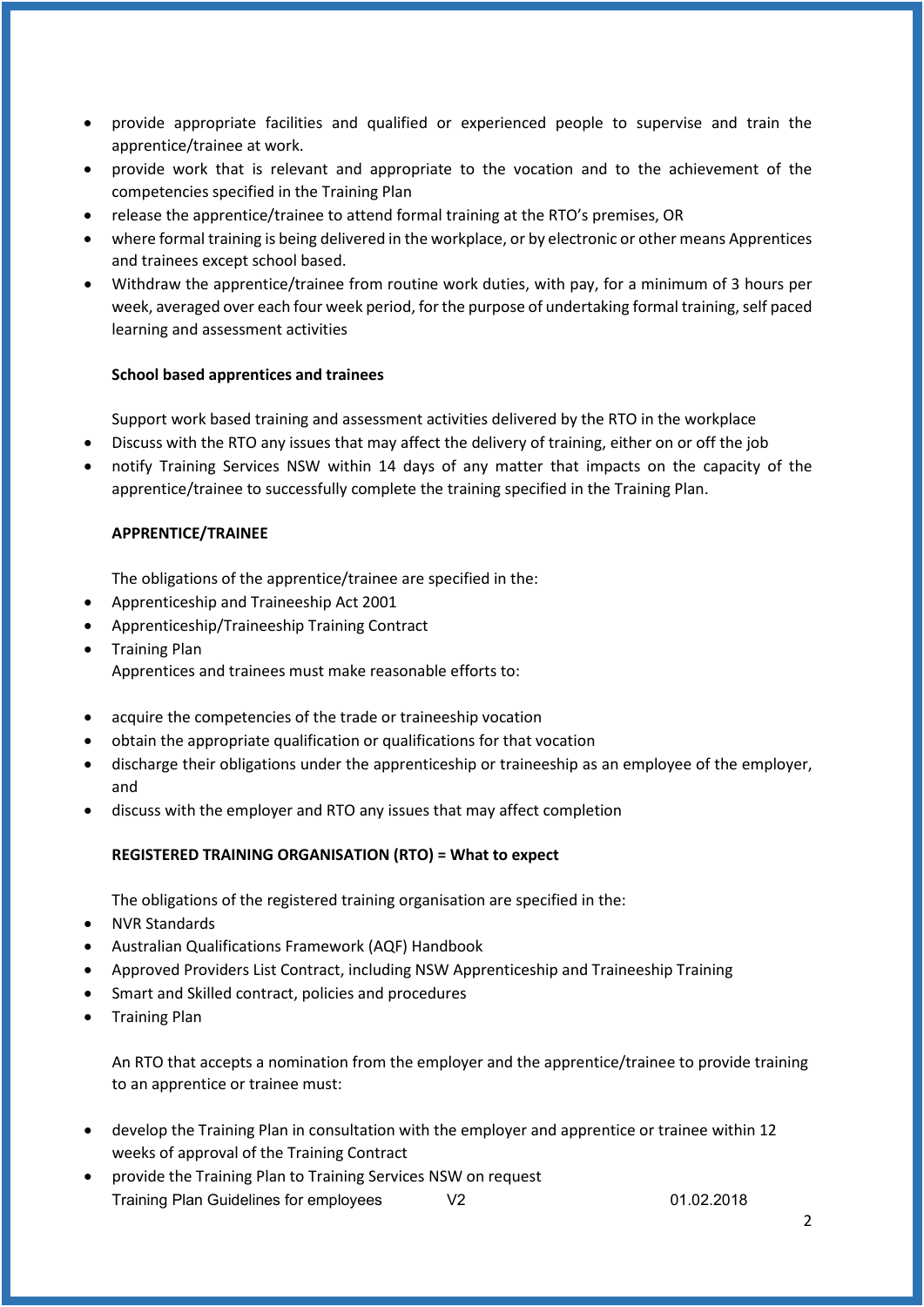- provide appropriate facilities and qualified or experienced people to supervise and train the apprentice/trainee at work.
- provide work that is relevant and appropriate to the vocation and to the achievement of the competencies specified in the Training Plan
- release the apprentice/trainee to attend formal training at the RTO's premises, OR
- where formal training is being delivered in the workplace, or by electronic or other means Apprentices and trainees except school based.
- Withdraw the apprentice/trainee from routine work duties, with pay, for a minimum of 3 hours per week, averaged over each four week period, for the purpose of undertaking formal training, self paced learning and assessment activities

**School based apprentices and trainees**

Support work based training and assessment activities delivered by the RTO in the workplace

- Discuss with the RTO any issues that may affect the delivery of training, either on or off the job
- notify Training Services NSW within 14 days of any matter that impacts on the capacity of the apprentice/trainee to successfully complete the training specified in the Training Plan.

**APPRENTICE/TRAINEE**

The obligations of the apprentice/trainee are specified in the:

- Apprenticeship and Traineeship Act 2001
- Apprenticeship/Traineeship Training Contract
- Training Plan

Apprentices and trainees must make reasonable efforts to:

- acquire the competencies of the trade or traineeship vocation
- obtain the appropriate qualification or qualifications for that vocation
- discharge their obligations under the apprenticeship or traineeship as an employee of the employer, and
- discuss with the employer and RTO any issues that may affect completion

**REGISTERED TRAINING ORGANISATION (RTO) = What to expect**

The obligations of the registered training organisation are specified in the:

- NVR Standards
- Australian Qualifications Framework (AQF) Handbook
- Approved Providers List Contract, including NSW Apprenticeship and Traineeship Training
- Smart and Skilled contract, policies and procedures
- Training Plan

An RTO that accepts a nomination from the employer and the apprentice/trainee to provide training to an apprentice or trainee must:

- develop the Training Plan in consultation with the employer and apprentice or trainee within 12 weeks of approval of the Training Contract
- provide the Training Plan to Training Services NSW on request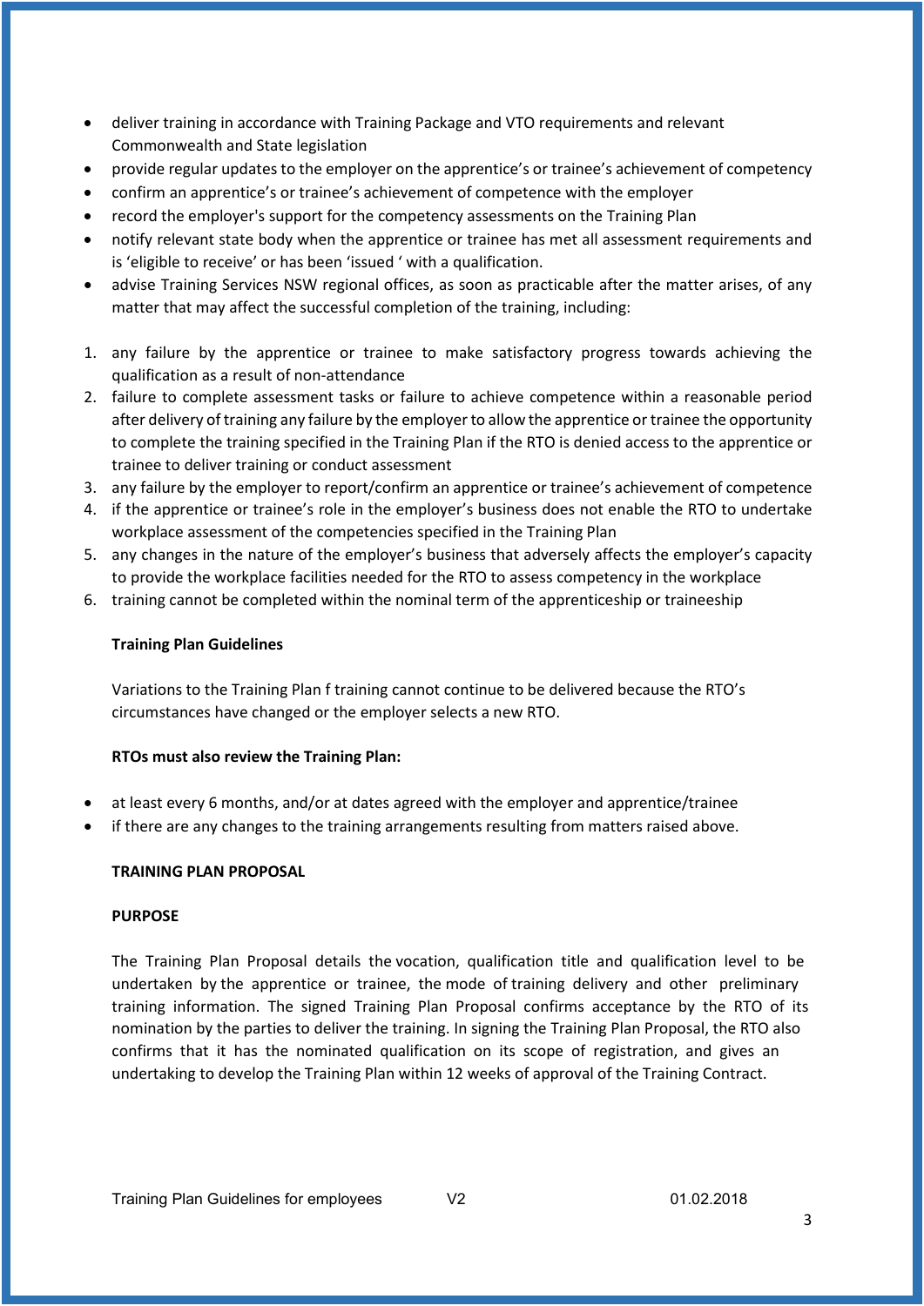- deliver training in accordance with Training Package and VTO requirements and relevant Commonwealth and State legislation
- provide regular updates to the employer on the apprentice's or trainee's achievement of competency
- confirm an apprentice's or trainee's achievement of competence with the employer
- record the employer's support for the competency assessments on the Training Plan
- notify relevant state body when the apprentice or trainee has met all assessment requirements and is 'eligible to receive' or has been 'issued ' with a qualification.
- advise Training Services NSW regional offices, as soon as practicable after the matter arises, of any matter that may affect the successful completion of the training, including:

1. any failure by the apprentice or trainee to make satisfactory progress towards achieving the qualification as a result of non-attendance
2. failure to complete assessment tasks or failure to achieve competence within a reasonable period after delivery of training any failure by the employer to allow the apprentice or trainee the opportunity to complete the training specified in the Training Plan if the RTO is denied access to the apprentice or trainee to deliver training or conduct assessment
3. any failure by the employer to report/confirm an apprentice or trainee's achievement of competence
4. if the apprentice or trainee's role in the employer's business does not enable the RTO to undertake workplace assessment of the competencies specified in the Training Plan
5. any changes in the nature of the employer's business that adversely affects the employer's capacity to provide the workplace facilities needed for the RTO to assess competency in the workplace
6. training cannot be completed within the nominal term of the apprenticeship or traineeship

**Training Plan Guidelines**

Variations to the Training Plan f training cannot continue to be delivered because the RTO's circumstances have changed or the employer selects a new RTO.

**RTOs must also review the Training Plan:**

- at least every 6 months, and/or at dates agreed with the employer and apprentice/trainee
- if there are any changes to the training arrangements resulting from matters raised above.

**TRAINING PLAN PROPOSAL**

**PURPOSE**

The Training Plan Proposal details the vocation, qualification title and qualification level to be undertaken by the apprentice or trainee, the mode of training delivery and other preliminary training information. The signed Training Plan Proposal confirms acceptance by the RTO of its nomination by the parties to deliver the training. In signing the Training Plan Proposal, the RTO also confirms that it has the nominated qualification on its scope of registration, and gives an undertaking to develop the Training Plan within 12 weeks of approval of the Training Contract.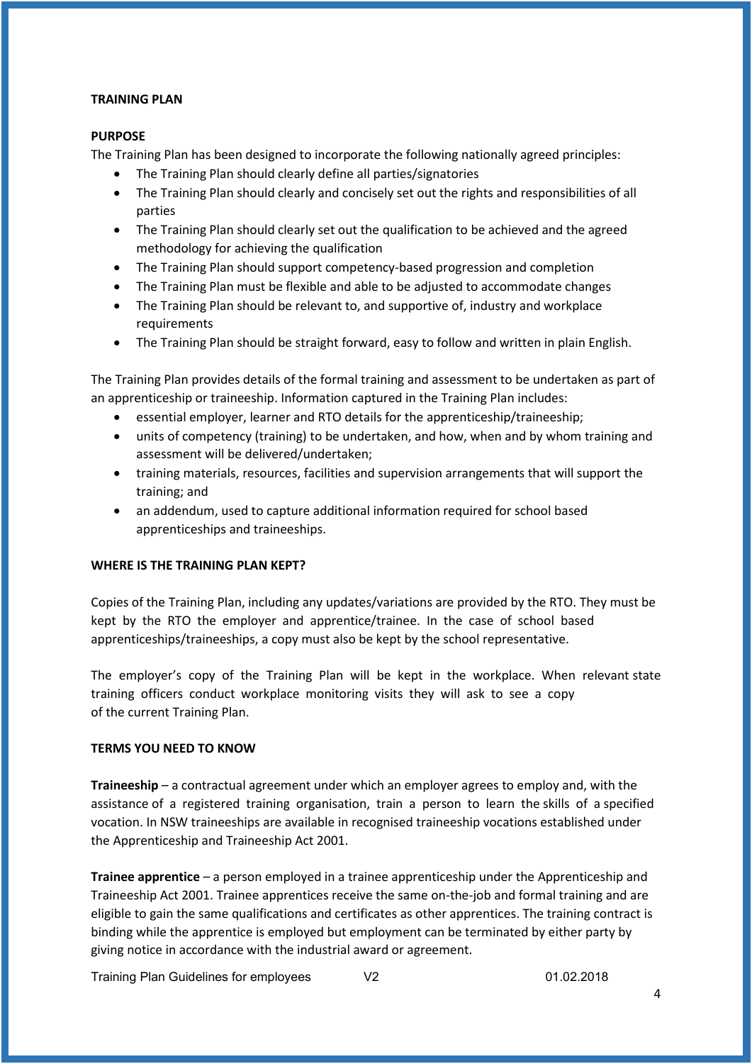**TRAINING PLAN**

**PURPOSE**

The Training Plan has been designed to incorporate the following nationally agreed principles:

- The Training Plan should clearly define all parties/signatories
- The Training Plan should clearly and concisely set out the rights and responsibilities of all parties
- The Training Plan should clearly set out the qualification to be achieved and the agreed methodology for achieving the qualification
- The Training Plan should support competency-based progression and completion
- The Training Plan must be flexible and able to be adjusted to accommodate changes
- The Training Plan should be relevant to, and supportive of, industry and workplace requirements
- The Training Plan should be straight forward, easy to follow and written in plain English.

The Training Plan provides details of the formal training and assessment to be undertaken as part of an apprenticeship or traineeship. Information captured in the Training Plan includes:

- essential employer, learner and RTO details for the apprenticeship/traineeship;
- units of competency (training) to be undertaken, and how, when and by whom training and assessment will be delivered/undertaken;
- training materials, resources, facilities and supervision arrangements that will support the training; and
- an addendum, used to capture additional information required for school based apprenticeships and traineeships.

**WHERE IS THE TRAINING PLAN KEPT?**

Copies of the Training Plan, including any updates/variations are provided by the RTO. They must be kept by the RTO the employer and apprentice/trainee. In the case of school based apprenticeships/traineeships, a copy must also be kept by the school representative.

The employer's copy of the Training Plan will be kept in the workplace. When relevant state training officers conduct workplace monitoring visits they will ask to see a copy of the current Training Plan.

**TERMS YOU NEED TO KNOW**

**Traineeship** – a contractual agreement under which an employer agrees to employ and, with the assistance of a registered training organisation, train a person to learn the skills of a specified vocation. In NSW traineeships are available in recognised traineeship vocations established under the Apprenticeship and Traineeship Act 2001.

**Trainee apprentice** – a person employed in a trainee apprenticeship under the Apprenticeship and Traineeship Act 2001. Trainee apprentices receive the same on-the-job and formal training and are eligible to gain the same qualifications and certificates as other apprentices. The training contract is binding while the apprentice is employed but employment can be terminated by either party by giving notice in accordance with the industrial award or agreement.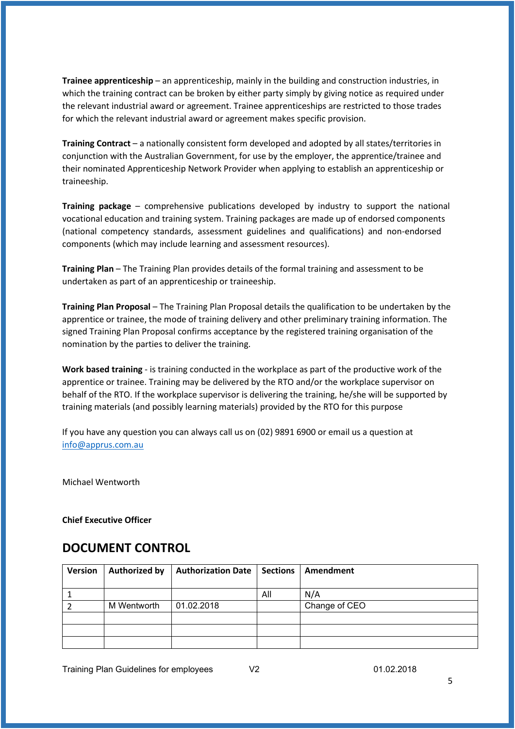**Trainee apprenticeship** – an apprenticeship, mainly in the building and construction industries, in which the training contract can be broken by either party simply by giving notice as required under the relevant industrial award or agreement. Trainee apprenticeships are restricted to those trades for which the relevant industrial award or agreement makes specific provision.

**Training Contract** – a nationally consistent form developed and adopted by all states/territories in conjunction with the Australian Government, for use by the employer, the apprentice/trainee and their nominated Apprenticeship Network Provider when applying to establish an apprenticeship or traineeship.

**Training package** – comprehensive publications developed by industry to support the national vocational education and training system. Training packages are made up of endorsed components (national competency standards, assessment guidelines and qualifications) and non-endorsed components (which may include learning and assessment resources).

**Training Plan** – The Training Plan provides details of the formal training and assessment to be undertaken as part of an apprenticeship or traineeship.

**Training Plan Proposal** – The Training Plan Proposal details the qualification to be undertaken by the apprentice or trainee, the mode of training delivery and other preliminary training information. The signed Training Plan Proposal confirms acceptance by the registered training organisation of the nomination by the parties to deliver the training.

**Work based training** - is training conducted in the workplace as part of the productive work of the apprentice or trainee. Training may be delivered by the RTO and/or the workplace supervisor on behalf of the RTO. If the workplace supervisor is delivering the training, he/she will be supported by training materials (and possibly learning materials) provided by the RTO for this purpose

If you have any question you can always call us on (02) 9891 6900 or email us a question at info@apprus.com.au

Michael Wentworth

**Chief Executive Officer**

## DOCUMENT CONTROL

| Version | Authorized by | Authorization Date | Sections | Amendment |
|---|---|---|---|---|
| 1 | | | All | N/A |
| 2 | M Wentworth | 01.02.2018 | | Change of CEO |
| | | | | |
| | | | | |
| | | | | |